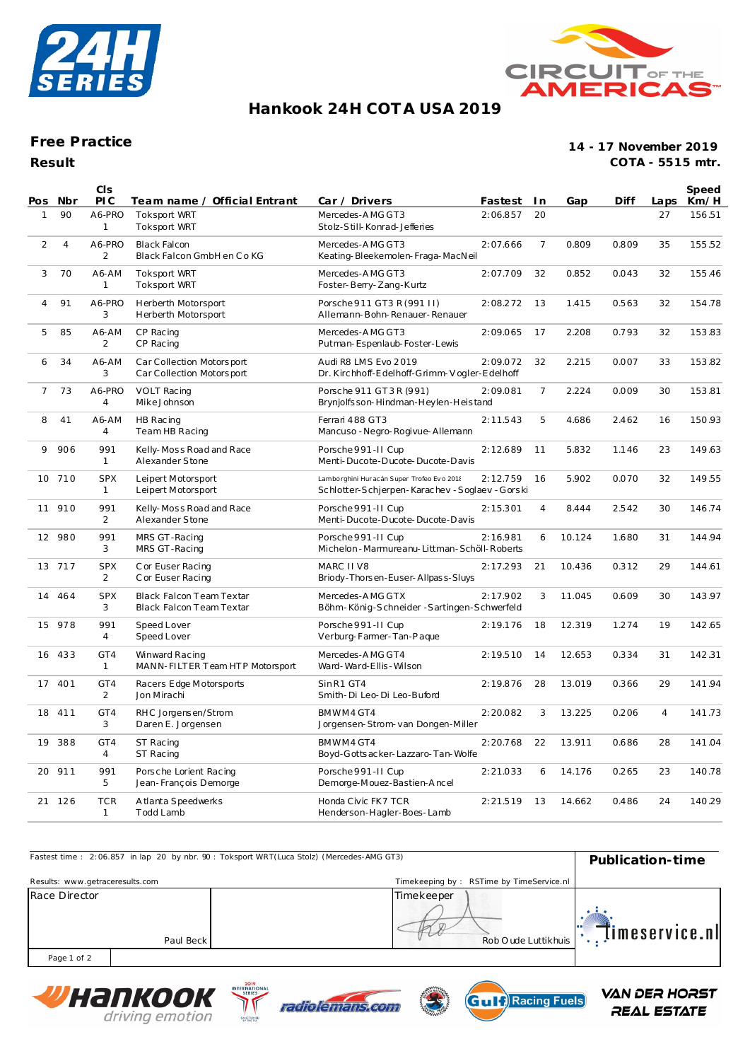# Hankook 24H COTA USA 2019

## Free Practice

**Result**

**14 - 17 November 2019**
**COTA - 5515 mtr.**

| Pos | Nbr | Cls PIC | Team name / Official Entrant | Car / Drivers | Fastest | In | Gap | Diff | Laps | Speed Km/H |
|---|---|---|---|---|---|---|---|---|---|---|
| 1 | 90 | A6-PRO 1 | Toksport WRT<br>Toksport WRT | Mercedes-AMG GT3<br>Stolz-Still-Konrad-Jefferies | 2:06.857 | 20 | | | 27 | 156.51 |
| 2 | 4 | A6-PRO 2 | Black Falcon<br>Black Falcon GmbH en Co KG | Mercedes-AMG GT3<br>Keating-Bleekemolen-Fraga-MacNeil | 2:07.666 | 7 | 0.809 | 0.809 | 35 | 155.52 |
| 3 | 70 | A6-AM 1 | Toksport WRT<br>Toksport WRT | Mercedes-AMG GT3<br>Foster-Berry-Zang-Kurtz | 2:07.709 | 32 | 0.852 | 0.043 | 32 | 155.46 |
| 4 | 91 | A6-PRO 3 | Herberth Motorsport<br>Herberth Motorsport | Porsche 911 GT3 R (991 II)<br>Allemann-Bohn-Renauer-Renauer | 2:08.272 | 13 | 1.415 | 0.563 | 32 | 154.78 |
| 5 | 85 | A6-AM 2 | CP Racing<br>CP Racing | Mercedes-AMG GT3<br>Putman-Espenlaub-Foster-Lewis | 2:09.065 | 17 | 2.208 | 0.793 | 32 | 153.83 |
| 6 | 34 | A6-AM 3 | Car Collection Motorsport<br>Car Collection Motorsport | Audi R8 LMS Evo 2019<br>Dr. Kirchhoff-Edelhoff-Grimm-Vogler-Edelhoff | 2:09.072 | 32 | 2.215 | 0.007 | 33 | 153.82 |
| 7 | 73 | A6-PRO 4 | VOLT Racing<br>Mike Johnson | Porsche 911 GT3 R (991)<br>Brynjolfsson-Hindman-Heylen-Heistand | 2:09.081 | 7 | 2.224 | 0.009 | 30 | 153.81 |
| 8 | 41 | A6-AM 4 | HB Racing<br>Team HB Racing | Ferrari 488 GT3<br>Mancuso-Negro-Rogivue-Allemann | 2:11.543 | 5 | 4.686 | 2.462 | 16 | 150.93 |
| 9 | 906 | 991 1 | Kelly-Moss Road and Race<br>Alexander Stone | Porsche 991-II Cup<br>Menti-Ducote-Ducote-Ducote-Davis | 2:12.689 | 11 | 5.832 | 1.146 | 23 | 149.63 |
| 10 | 710 | SPX 1 | Leipert Motorsport<br>Leipert Motorsport | Lamborghini Huracán Super Trofeo Evo 2018<br>Schlotter-Schjerpen-Karachev-Soglaev-Gorski | 2:12.759 | 16 | 5.902 | 0.070 | 32 | 149.55 |
| 11 | 910 | 991 2 | Kelly-Moss Road and Race<br>Alexander Stone | Porsche 991-II Cup<br>Menti-Ducote-Ducote-Ducote-Davis | 2:15.301 | 4 | 8.444 | 2.542 | 30 | 146.74 |
| 12 | 980 | 991 3 | MRS GT-Racing<br>MRS GT-Racing | Porsche 991-II Cup<br>Michelon-Marmureanu-Littman-Schöll-Roberts | 2:16.981 | 6 | 10.124 | 1.680 | 31 | 144.94 |
| 13 | 717 | SPX 2 | Cor Euser Racing<br>Cor Euser Racing | MARC II V8<br>Briody-Thorsen-Euser-Allpass-Sluys | 2:17.293 | 21 | 10.436 | 0.312 | 29 | 144.61 |
| 14 | 464 | SPX 3 | Black Falcon Team Textar<br>Black Falcon Team Textar | Mercedes-AMG GTX<br>Böhm-König-Schneider-Sartingen-Schwerfeld | 2:17.902 | 3 | 11.045 | 0.609 | 30 | 143.97 |
| 15 | 978 | 991 4 | Speed Lover<br>Speed Lover | Porsche 991-II Cup<br>Verburg-Farmer-Tan-Paque | 2:19.176 | 18 | 12.319 | 1.274 | 19 | 142.65 |
| 16 | 433 | GT4 1 | Winward Racing<br>MANN-FILTER Team HTP Motorsport | Mercedes-AMG GT4<br>Ward-Ward-Ellis-Wilson | 2:19.510 | 14 | 12.653 | 0.334 | 31 | 142.31 |
| 17 | 401 | GT4 2 | Racers Edge Motorsports<br>Jon Mirachi | Sin R1 GT4<br>Smith-Di Leo-Di Leo-Buford | 2:19.876 | 28 | 13.019 | 0.366 | 29 | 141.94 |
| 18 | 411 | GT4 3 | RHC Jorgensen/Strom<br>Daren E. Jorgensen | BMW M4 GT4<br>Jorgensen-Strom-van Dongen-Miller | 2:20.082 | 3 | 13.225 | 0.206 | 4 | 141.73 |
| 19 | 388 | GT4 4 | ST Racing<br>ST Racing | BMW M4 GT4<br>Boyd-Gottsacker-Lazzaro-Tan-Wolfe | 2:20.768 | 22 | 13.911 | 0.686 | 28 | 141.04 |
| 20 | 911 | 991 5 | Porsche Lorient Racing<br>Jean-François Demorge | Porsche 991-II Cup<br>Demorge-Mouez-Bastien-Ancel | 2:21.033 | 6 | 14.176 | 0.265 | 23 | 140.78 |
| 21 | 126 | TCR 1 | Atlanta Speedwerks<br>Todd Lamb | Honda Civic FK7 TCR<br>Henderson-Hagler-Boes-Lamb | 2:21.519 | 13 | 14.662 | 0.486 | 24 | 140.29 |

Fastest time : 2:06.857 in lap 20 by nbr. 90 : Toksport WRT(Luca Stolz) (Mercedes-AMG GT3)

**Publication-time**

Results: www.getraceresults.com

Timekeeping by : RSTime by TimeService.nl

Race Director: Paul Beck

Timekeeper: Rob Oude Luttikhuis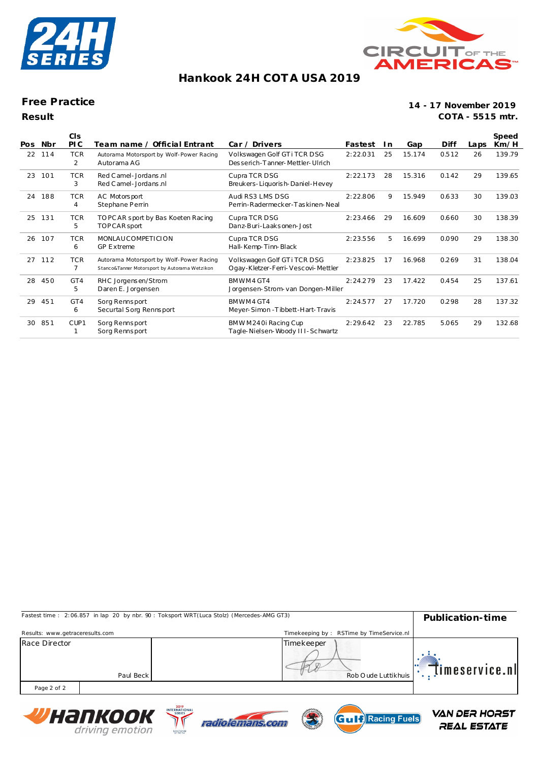# Hankook 24H COTA USA 2019

## Free Practice

**Result**

**14 - 17 November 2019**
**COTA - 5515 mtr.**

| Pos | Nbr | Cls PIC | Team name / Official Entrant | Car / Drivers | Fastest | In | Gap | Diff | Laps | Speed Km/H |
|---|---|---|---|---|---|---|---|---|---|---|
| 22 | 114 | TCR 2 | Autorama Motorsport by Wolf-Power Racing<br>Autorama AG | Volkswagen Golf GTi TCR DSG<br>Desserich-Tanner-Mettler-Ulrich | 2:22.031 | 25 | 15.174 | 0.512 | 26 | 139.79 |
| 23 | 101 | TCR 3 | Red Camel-Jordans.nl<br>Red Camel-Jordans.nl | Cupra TCR DSG<br>Breukers-Liquorish-Daniel-Hevey | 2:22.173 | 28 | 15.316 | 0.142 | 29 | 139.65 |
| 24 | 188 | TCR 4 | AC Motorsport<br>Stephane Perrin | Audi RS3 LMS DSG<br>Perrin-Radermecker-Taskinen-Neal | 2:22.806 | 9 | 15.949 | 0.633 | 30 | 139.03 |
| 25 | 131 | TCR 5 | TOPCAR sport by Bas Koeten Racing<br>TOPCAR sport | Cupra TCR DSG<br>Danz-Buri-Laaksonen-Jost | 2:23.466 | 29 | 16.609 | 0.660 | 30 | 138.39 |
| 26 | 107 | TCR 6 | MONLAU COMPETICION<br>GP Extreme | Cupra TCR DSG<br>Hall-Kemp-Tinn-Black | 2:23.556 | 5 | 16.699 | 0.090 | 29 | 138.30 |
| 27 | 112 | TCR 7 | Autorama Motorsport by Wolf-Power Racing<br>Stanco&Tanner Motorsport by Autorama Wetzikon | Volkswagen Golf GTi TCR DSG<br>Ogay-Kletzer-Ferri-Vescovi-Mettler | 2:23.825 | 17 | 16.968 | 0.269 | 31 | 138.04 |
| 28 | 450 | GT4 5 | RHC Jorgensen/Strom<br>Daren E. Jorgensen | BMW M4 GT4<br>Jorgensen-Strom-van Dongen-Miller | 2:24.279 | 23 | 17.422 | 0.454 | 25 | 137.61 |
| 29 | 451 | GT4 6 | Sorg Rennsport<br>Securtal Sorg Rennsport | BMW M4 GT4<br>Meyer-Simon-Tibbett-Hart-Travis | 2:24.577 | 27 | 17.720 | 0.298 | 28 | 137.32 |
| 30 | 851 | CUP1 1 | Sorg Rennsport<br>Sorg Rennsport | BMW M240i Racing Cup<br>Tagle-Nielsen-Woody III-Schwartz | 2:29.642 | 23 | 22.785 | 5.065 | 29 | 132.68 |

Fastest time : 2:06.857 in lap 20 by nbr. 90 : Toksport WRT(Luca Stolz) (Mercedes-AMG GT3)

Publication-time

Results: www.getraceresults.com

Timekeeping by : RSTime by TimeService.nl

Race Director: Paul Beck

Timekeeper: Rob Oude Luttikhuis